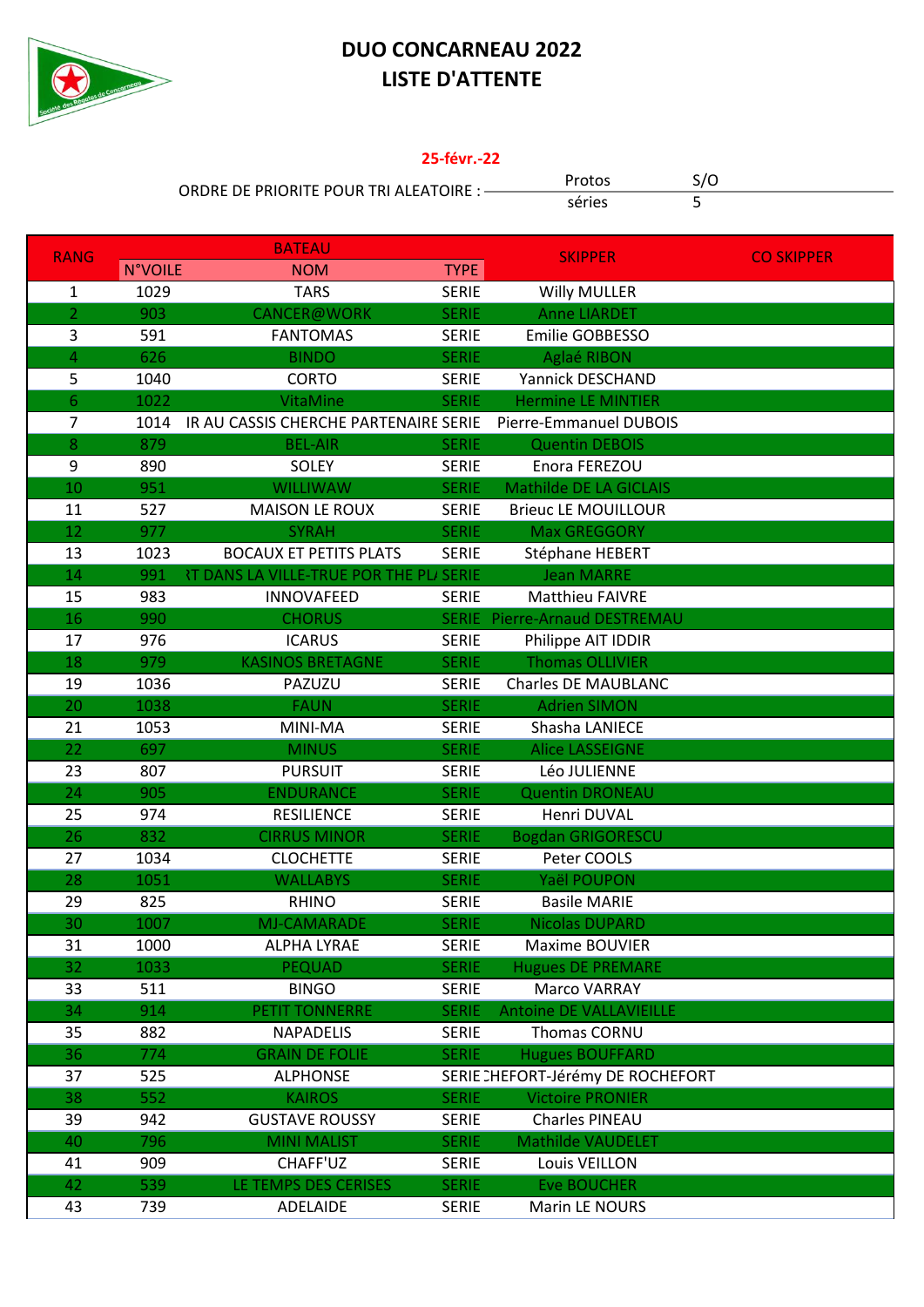# DUO CONCARNEAU 2022
# LISTE D'ATTENTE

**25-févr.-22**

ORDRE DE PRIORITE POUR TRI ALEATOIRE :

| Protos | S/O |
|---|---|
| séries | 5 |

| RANG | BATEAU | | | SKIPPER | CO SKIPPER |
|---|---|---|---|---|---|
| | N°VOILE | NOM | TYPE | | |
| 1 | 1029 | TARS | SERIE | Willy MULLER | |
| 2 | 903 | CANCER@WORK | SERIE | Anne LIARDET | |
| 3 | 591 | FANTOMAS | SERIE | Emilie GOBBESSO | |
| 4 | 626 | BINDO | SERIE | Aglaé RIBON | |
| 5 | 1040 | CORTO | SERIE | Yannick DESCHAND | |
| 6 | 1022 | VitaMine | SERIE | Hermine LE MINTIER | |
| 7 | 1014 | IR AU CASSIS CHERCHE PARTENAIRE | SERIE | Pierre-Emmanuel DUBOIS | |
| 8 | 879 | BEL-AIR | SERIE | Quentin DEBOIS | |
| 9 | 890 | SOLEY | SERIE | Enora FEREZOU | |
| 10 | 951 | WILLIWAW | SERIE | Mathilde DE LA GICLAIS | |
| 11 | 527 | MAISON LE ROUX | SERIE | Brieuc LE MOUILLOUR | |
| 12 | 977 | SYRAH | SERIE | Max GREGGORY | |
| 13 | 1023 | BOCAUX ET PETITS PLATS | SERIE | Stéphane HEBERT | |
| 14 | 991 | ₹T DANS LA VILLE-TRUE POR THE PL/ | SERIE | Jean MARRE | |
| 15 | 983 | INNOVAFEED | SERIE | Matthieu FAIVRE | |
| 16 | 990 | CHORUS | SERIE | Pierre-Arnaud DESTREMAU | |
| 17 | 976 | ICARUS | SERIE | Philippe AIT IDDIR | |
| 18 | 979 | KASINOS BRETAGNE | SERIE | Thomas OLLIVIER | |
| 19 | 1036 | PAZUZU | SERIE | Charles DE MAUBLANC | |
| 20 | 1038 | FAUN | SERIE | Adrien SIMON | |
| 21 | 1053 | MINI-MA | SERIE | Shasha LANIECE | |
| 22 | 697 | MINUS | SERIE | Alice LASSEIGNE | |
| 23 | 807 | PURSUIT | SERIE | Léo JULIENNE | |
| 24 | 905 | ENDURANCE | SERIE | Quentin DRONEAU | |
| 25 | 974 | RESILIENCE | SERIE | Henri DUVAL | |
| 26 | 832 | CIRRUS MINOR | SERIE | Bogdan GRIGORESCU | |
| 27 | 1034 | CLOCHETTE | SERIE | Peter COOLS | |
| 28 | 1051 | WALLABYS | SERIE | Yaël POUPON | |
| 29 | 825 | RHINO | SERIE | Basile MARIE | |
| 30 | 1007 | MJ-CAMARADE | SERIE | Nicolas DUPARD | |
| 31 | 1000 | ALPHA LYRAE | SERIE | Maxime BOUVIER | |
| 32 | 1033 | PEQUAD | SERIE | Hugues DE PREMARE | |
| 33 | 511 | BINGO | SERIE | Marco VARRAY | |
| 34 | 914 | PETIT TONNERRE | SERIE | Antoine DE VALLAVIEILLE | |
| 35 | 882 | NAPADELIS | SERIE | Thomas CORNU | |
| 36 | 774 | GRAIN DE FOLIE | SERIE | Hugues BOUFFARD | |
| 37 | 525 | ALPHONSE | SERIE | ꟷHEFORT-Jérémy DE ROCHEFORT | |
| 38 | 552 | KAIROS | SERIE | Victoire PRONIER | |
| 39 | 942 | GUSTAVE ROUSSY | SERIE | Charles PINEAU | |
| 40 | 796 | MINI MALIST | SERIE | Mathilde VAUDELET | |
| 41 | 909 | CHAFF'UZ | SERIE | Louis VEILLON | |
| 42 | 539 | LE TEMPS DES CERISES | SERIE | Eve BOUCHER | |
| 43 | 739 | ADELAIDE | SERIE | Marin LE NOURS | |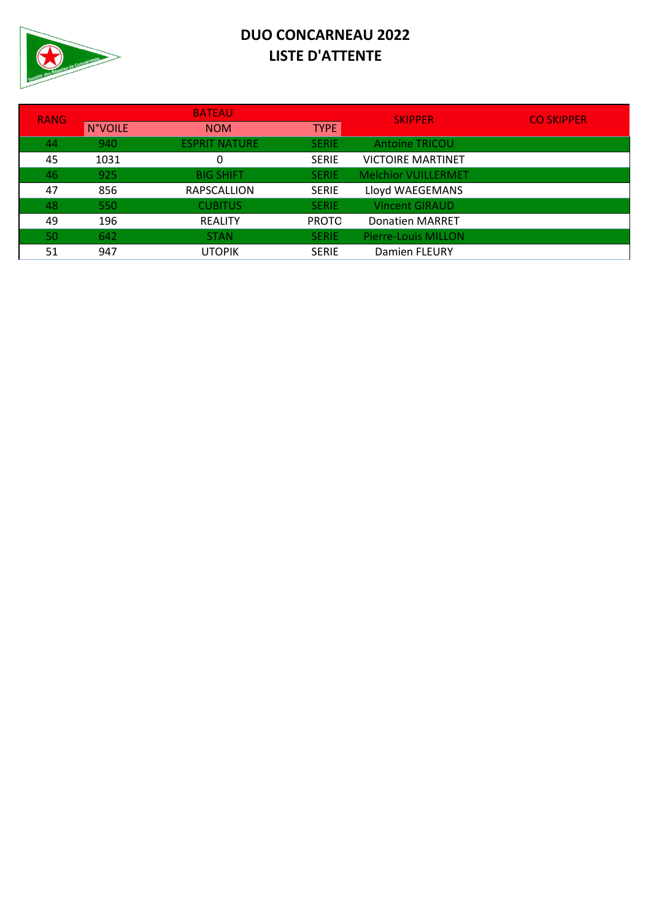# DUO CONCARNEAU 2022
## LISTE D'ATTENTE

| RANG | BATEAU | | | SKIPPER | CO SKIPPER |
|---|---|---|---|---|---|
| | N°VOILE | NOM | TYPE | | |
| 44 | 940 | ESPRIT NATURE | SERIE | Antoine TRICOU | |
| 45 | 1031 | 0 | SERIE | VICTOIRE MARTINET | |
| 46 | 925 | BIG SHIFT | SERIE | Melchior VUILLERMET | |
| 47 | 856 | RAPSCALLION | SERIE | Lloyd WAEGEMANS | |
| 48 | 550 | CUBITUS | SERIE | Vincent GIRAUD | |
| 49 | 196 | REALITY | PROTO | Donatien MARRET | |
| 50 | 642 | STAN | SERIE | Pierre-Louis MILLON | |
| 51 | 947 | UTOPIK | SERIE | Damien FLEURY | |